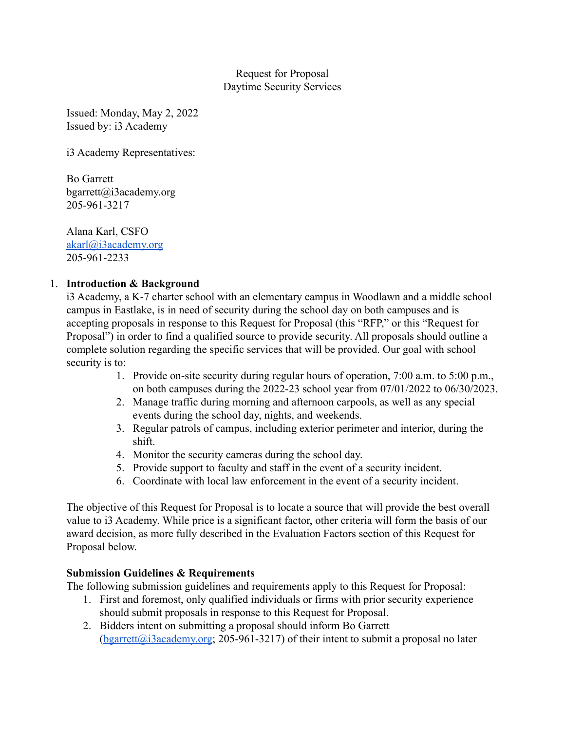Request for Proposal
Daytime Security Services

Issued: Monday, May 2, 2022
Issued by: i3 Academy

i3 Academy Representatives:

Bo Garrett
bgarrett@i3academy.org
205-961-3217

Alana Karl, CSFO
akarl@i3academy.org
205-961-2233

1. **Introduction & Background**
   i3 Academy, a K-7 charter school with an elementary campus in Woodlawn and a middle school campus in Eastlake, is in need of security during the school day on both campuses and is accepting proposals in response to this Request for Proposal (this "RFP," or this "Request for Proposal") in order to find a qualified source to provide security. All proposals should outline a complete solution regarding the specific services that will be provided. Our goal with school security is to:
   1. Provide on-site security during regular hours of operation, 7:00 a.m. to 5:00 p.m., on both campuses during the 2022-23 school year from 07/01/2022 to 06/30/2023.
   2. Manage traffic during morning and afternoon carpools, as well as any special events during the school day, nights, and weekends.
   3. Regular patrols of campus, including exterior perimeter and interior, during the shift.
   4. Monitor the security cameras during the school day.
   5. Provide support to faculty and staff in the event of a security incident.
   6. Coordinate with local law enforcement in the event of a security incident.

   The objective of this Request for Proposal is to locate a source that will provide the best overall value to i3 Academy. While price is a significant factor, other criteria will form the basis of our award decision, as more fully described in the Evaluation Factors section of this Request for Proposal below.

   **Submission Guidelines & Requirements**
   The following submission guidelines and requirements apply to this Request for Proposal:
   1. First and foremost, only qualified individuals or firms with prior security experience should submit proposals in response to this Request for Proposal.
   2. Bidders intent on submitting a proposal should inform Bo Garrett (bgarrett@i3academy.org; 205-961-3217) of their intent to submit a proposal no later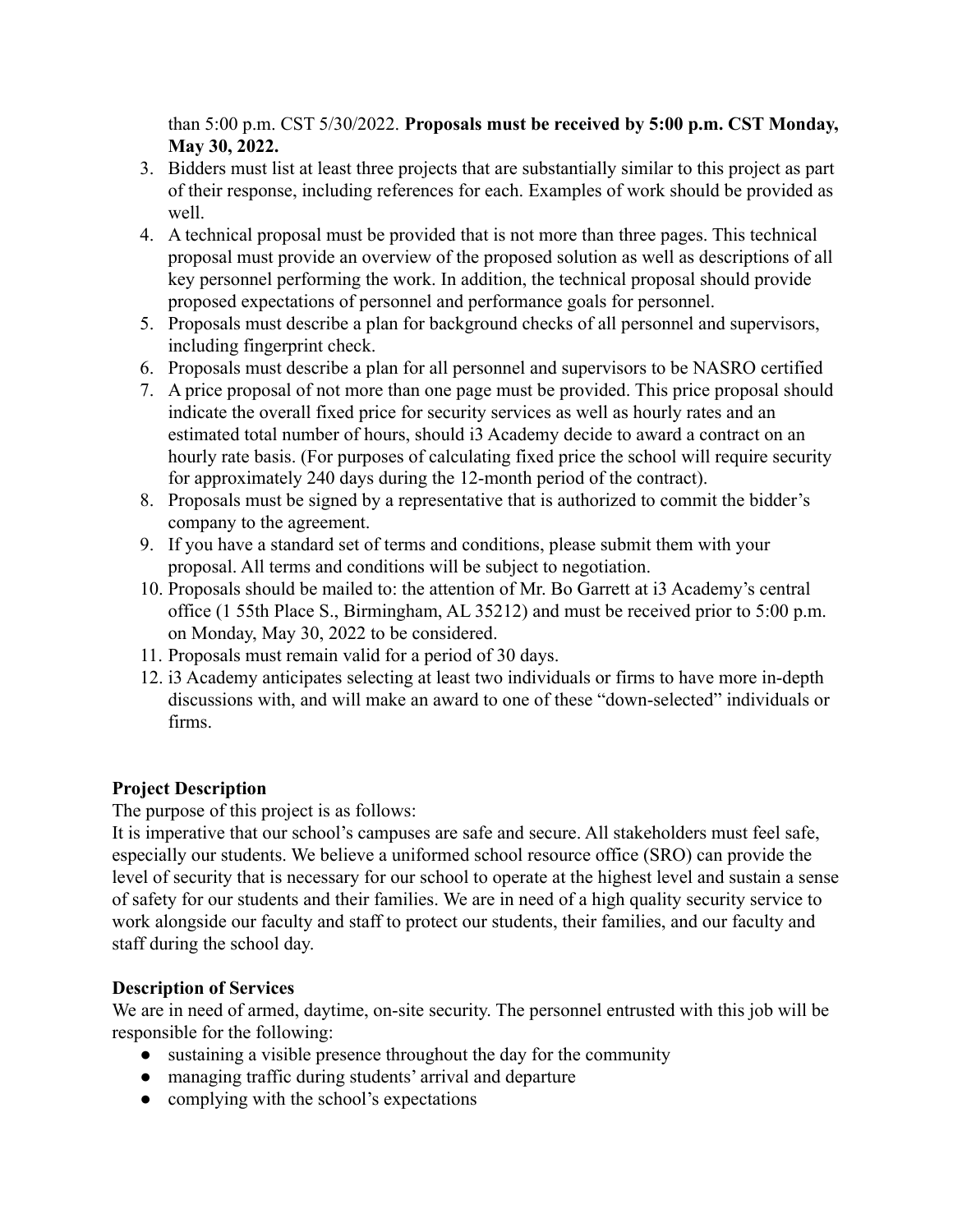than 5:00 p.m. CST 5/30/2022. **Proposals must be received by 5:00 p.m. CST Monday, May 30, 2022.**

3. Bidders must list at least three projects that are substantially similar to this project as part of their response, including references for each. Examples of work should be provided as well.
4. A technical proposal must be provided that is not more than three pages. This technical proposal must provide an overview of the proposed solution as well as descriptions of all key personnel performing the work. In addition, the technical proposal should provide proposed expectations of personnel and performance goals for personnel.
5. Proposals must describe a plan for background checks of all personnel and supervisors, including fingerprint check.
6. Proposals must describe a plan for all personnel and supervisors to be NASRO certified
7. A price proposal of not more than one page must be provided. This price proposal should indicate the overall fixed price for security services as well as hourly rates and an estimated total number of hours, should i3 Academy decide to award a contract on an hourly rate basis. (For purposes of calculating fixed price the school will require security for approximately 240 days during the 12-month period of the contract).
8. Proposals must be signed by a representative that is authorized to commit the bidder's company to the agreement.
9. If you have a standard set of terms and conditions, please submit them with your proposal. All terms and conditions will be subject to negotiation.
10. Proposals should be mailed to: the attention of Mr. Bo Garrett at i3 Academy's central office (1 55th Place S., Birmingham, AL 35212) and must be received prior to 5:00 p.m. on Monday, May 30, 2022 to be considered.
11. Proposals must remain valid for a period of 30 days.
12. i3 Academy anticipates selecting at least two individuals or firms to have more in-depth discussions with, and will make an award to one of these "down-selected" individuals or firms.

**Project Description**

The purpose of this project is as follows:

It is imperative that our school's campuses are safe and secure. All stakeholders must feel safe, especially our students. We believe a uniformed school resource office (SRO) can provide the level of security that is necessary for our school to operate at the highest level and sustain a sense of safety for our students and their families. We are in need of a high quality security service to work alongside our faculty and staff to protect our students, their families, and our faculty and staff during the school day.

**Description of Services**

We are in need of armed, daytime, on-site security. The personnel entrusted with this job will be responsible for the following:

- sustaining a visible presence throughout the day for the community
- managing traffic during students' arrival and departure
- complying with the school's expectations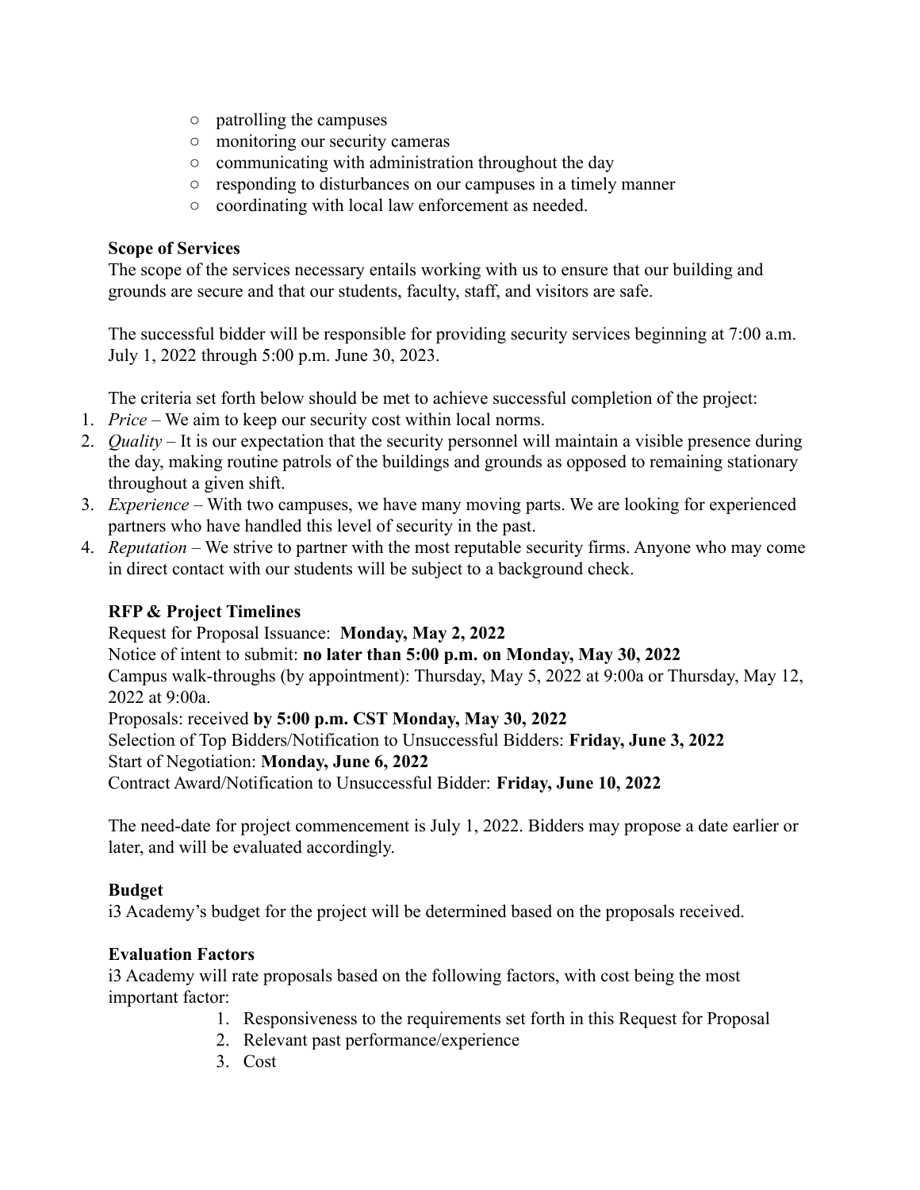- patrolling the campuses
- monitoring our security cameras
- communicating with administration throughout the day
- responding to disturbances on our campuses in a timely manner
- coordinating with local law enforcement as needed.

**Scope of Services**

The scope of the services necessary entails working with us to ensure that our building and grounds are secure and that our students, faculty, staff, and visitors are safe.

The successful bidder will be responsible for providing security services beginning at 7:00 a.m. July 1, 2022 through 5:00 p.m. June 30, 2023.

The criteria set forth below should be met to achieve successful completion of the project:

1. *Price* – We aim to keep our security cost within local norms.
2. *Quality* – It is our expectation that the security personnel will maintain a visible presence during the day, making routine patrols of the buildings and grounds as opposed to remaining stationary throughout a given shift.
3. *Experience* – With two campuses, we have many moving parts. We are looking for experienced partners who have handled this level of security in the past.
4. *Reputation* – We strive to partner with the most reputable security firms. Anyone who may come in direct contact with our students will be subject to a background check.

**RFP & Project Timelines**

Request for Proposal Issuance: **Monday, May 2, 2022**
Notice of intent to submit: **no later than 5:00 p.m. on Monday, May 30, 2022**
Campus walk-throughs (by appointment): Thursday, May 5, 2022 at 9:00a or Thursday, May 12, 2022 at 9:00a.
Proposals: received **by 5:00 p.m. CST Monday, May 30, 2022**
Selection of Top Bidders/Notification to Unsuccessful Bidders: **Friday, June 3, 2022**
Start of Negotiation: **Monday, June 6, 2022**
Contract Award/Notification to Unsuccessful Bidder: **Friday, June 10, 2022**

The need-date for project commencement is July 1, 2022. Bidders may propose a date earlier or later, and will be evaluated accordingly.

**Budget**

i3 Academy's budget for the project will be determined based on the proposals received.

**Evaluation Factors**

i3 Academy will rate proposals based on the following factors, with cost being the most important factor:

1. Responsiveness to the requirements set forth in this Request for Proposal
2. Relevant past performance/experience
3. Cost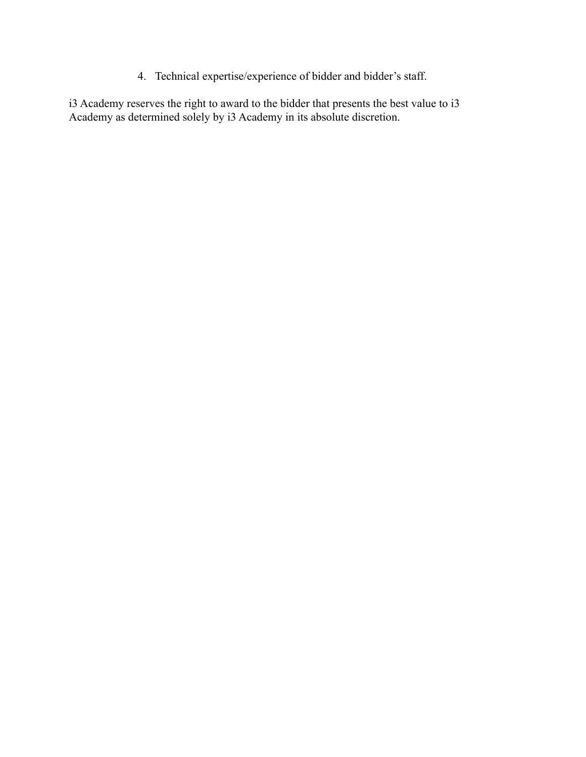4. Technical expertise/experience of bidder and bidder's staff.

i3 Academy reserves the right to award to the bidder that presents the best value to i3 Academy as determined solely by i3 Academy in its absolute discretion.